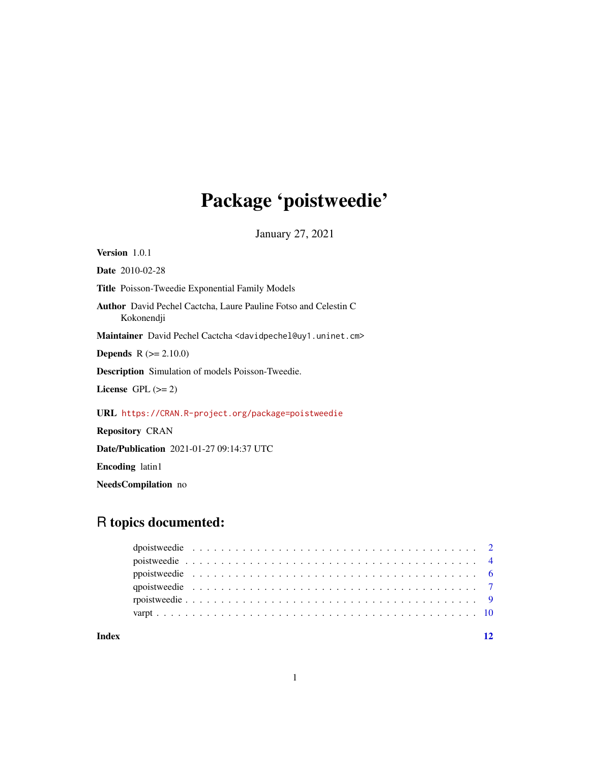# Package 'poistweedie'

January 27, 2021

**Version** 1.0.1

**Date** 2010-02-28

**Title** Poisson-Tweedie Exponential Family Models

**Author** David Pechel Cactcha, Laure Pauline Fotso and Celestin C Kokonendji

**Maintainer** David Pechel Cactcha <davidpechel@uy1.uninet.cm>

**Depends** R (>= 2.10.0)

**Description** Simulation of models Poisson-Tweedie.

**License** GPL (>= 2)

**URL** https://CRAN.R-project.org/package=poistweedie

**Repository** CRAN

**Date/Publication** 2021-01-27 09:14:37 UTC

**Encoding** latin1

**NeedsCompilation** no

## R topics documented:

| | |
|---|---|
| dpoistweedie | 2 |
| poistweedie | 4 |
| ppoistweedie | 6 |
| qpoistweedie | 7 |
| rpoistweedie | 9 |
| varpt | 10 |
| **Index** | **12** |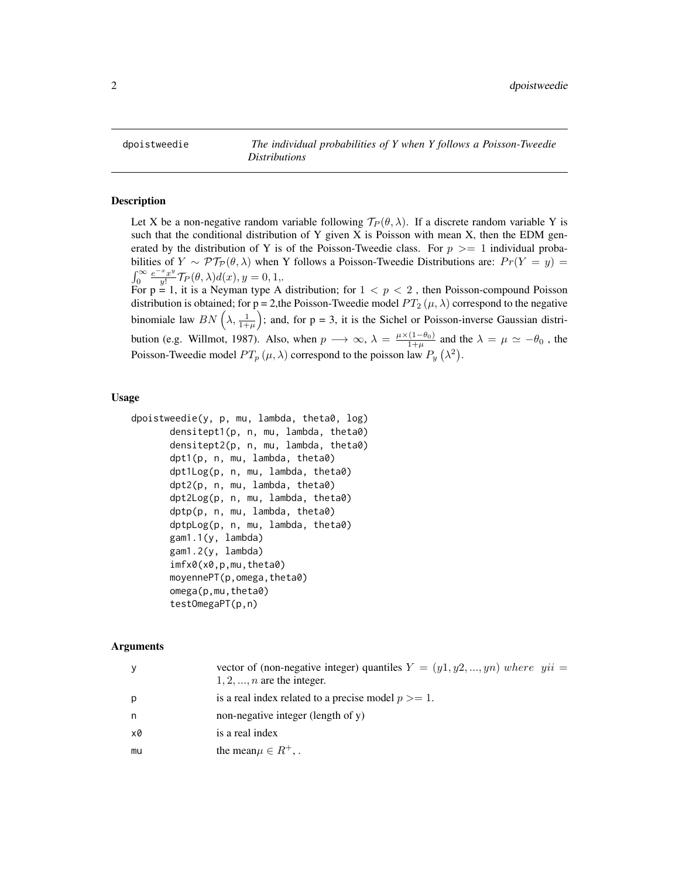dpoistweedie — *The individual probabilities of Y when Y follows a Poisson-Tweedie Distributions*

## Description

Let X be a non-negative random variable following $\mathcal{T}_P(\theta, \lambda)$. If a discrete random variable Y is such that the conditional distribution of Y given X is Poisson with mean X, then the EDM generated by the distribution of Y is of the Poisson-Tweedie class. For $p >= 1$ individual probabilities of $Y \sim \mathcal{PT}_{\mathcal{P}}(\theta, \lambda)$ when Y follows a Poisson-Tweedie Distributions are: $Pr(Y = y) = \int_0^\infty \frac{e^{-x}x^y}{y!}\mathcal{T}_P(\theta, \lambda)d(x), y = 0, 1,.$

For p = 1, it is a Neyman type A distribution; for $1 < p < 2$ , then Poisson-compound Poisson distribution is obtained; for p = 2,the Poisson-Tweedie model $PT_2(\mu, \lambda)$ correspond to the negative binomiale law $BN\left(\lambda, \frac{1}{1+\mu}\right)$; and, for p = 3, it is the Sichel or Poisson-inverse Gaussian distribution (e.g. Willmot, 1987). Also, when $p \longrightarrow \infty$, $\lambda = \frac{\mu \times (1-\theta_0)}{1+\mu}$ and the $\lambda = \mu \simeq -\theta_0$ , the Poisson-Tweedie model $PT_p(\mu, \lambda)$ correspond to the poisson law $P_y\left(\lambda^2\right)$.

## Usage

```
dpoistweedie(y, p, mu, lambda, theta0, log)
        densitept1(p, n, mu, lambda, theta0)
        densitept2(p, n, mu, lambda, theta0)
        dpt1(p, n, mu, lambda, theta0)
        dpt1Log(p, n, mu, lambda, theta0)
        dpt2(p, n, mu, lambda, theta0)
        dpt2Log(p, n, mu, lambda, theta0)
        dptp(p, n, mu, lambda, theta0)
        dptpLog(p, n, mu, lambda, theta0)
        gam1.1(y, lambda)
        gam1.2(y, lambda)
        imfx0(x0,p,mu,theta0)
        moyennePT(p,omega,theta0)
        omega(p,mu,theta0)
        testOmegaPT(p,n)
```

## Arguments

| | |
|---|---|
| y | vector of (non-negative integer) quantiles $Y = (y1, y2, ..., yn)$ *where* $yii = 1, 2, ..., n$ are the integer. |
| p | is a real index related to a precise model $p >= 1$. |
| n | non-negative integer (length of y) |
| x0 | is a real index |
| mu | the mean$\mu \in R^+$, . |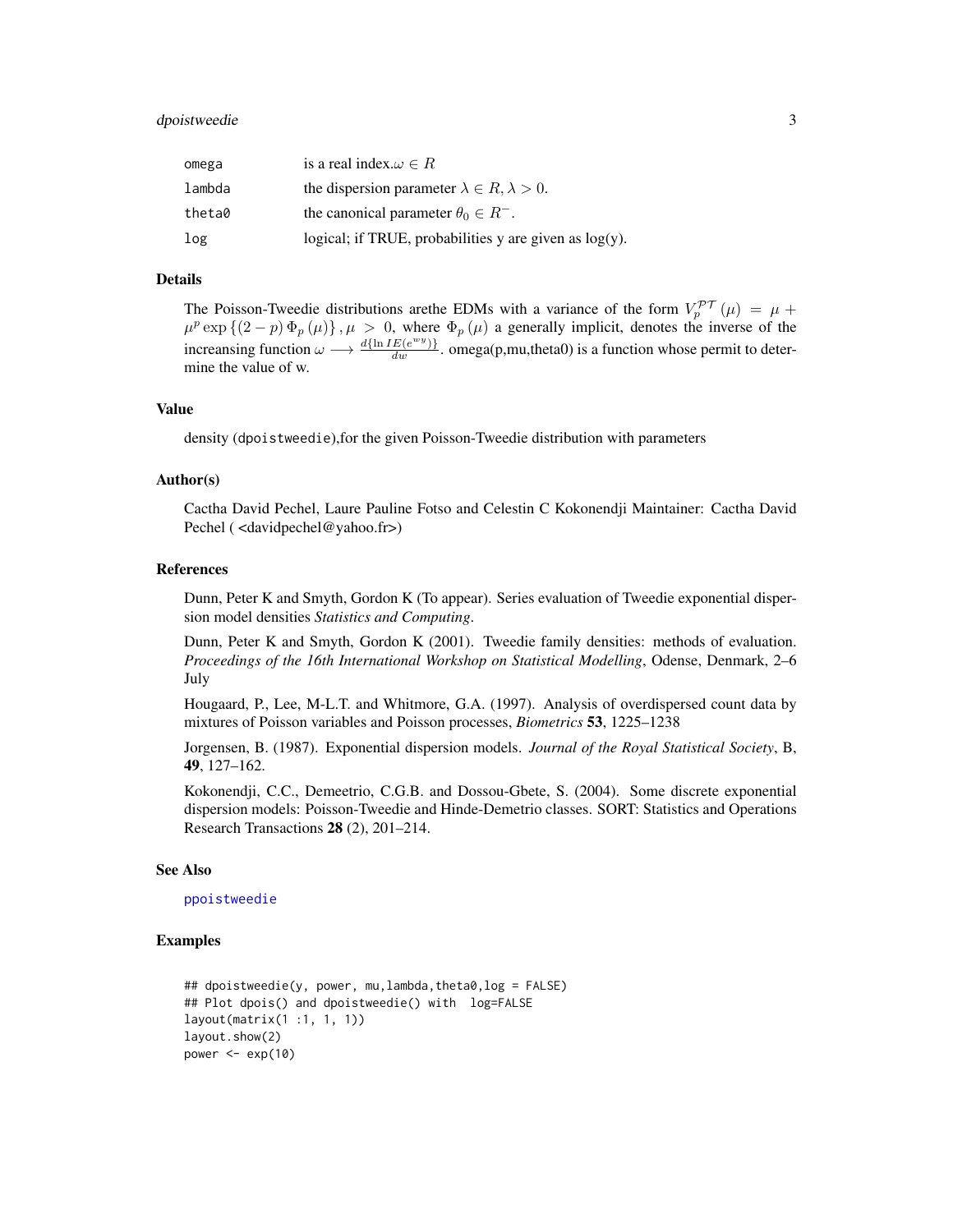| | |
|---|---|
| omega | is a real index. $\omega \in R$ |
| lambda | the dispersion parameter $\lambda \in R, \lambda > 0$. |
| theta0 | the canonical parameter $\theta_0 \in R^-$. |
| log | logical; if TRUE, probabilities y are given as log(y). |

## Details

The Poisson-Tweedie distributions arethe EDMs with a variance of the form $V_p^{\mathcal{PT}}(\mu) = \mu + \mu^p \exp\{(2-p)\,\Phi_p(\mu)\}, \mu > 0$, where $\Phi_p(\mu)$ a generally implicit, denotes the inverse of the increansing function $\omega \longrightarrow \frac{d\{\ln IE(e^{wy})\}}{dw}$. omega(p,mu,theta0) is a function whose permit to determine the value of w.

## Value

density (dpoistweedie),for the given Poisson-Tweedie distribution with parameters

## Author(s)

Cactha David Pechel, Laure Pauline Fotso and Celestin C Kokonendji Maintainer: Cactha David Pechel ( <davidpechel@yahoo.fr>)

## References

Dunn, Peter K and Smyth, Gordon K (To appear). Series evaluation of Tweedie exponential dispersion model densities *Statistics and Computing*.

Dunn, Peter K and Smyth, Gordon K (2001). Tweedie family densities: methods of evaluation. *Proceedings of the 16th International Workshop on Statistical Modelling*, Odense, Denmark, 2–6 July

Hougaard, P., Lee, M-L.T. and Whitmore, G.A. (1997). Analysis of overdispersed count data by mixtures of Poisson variables and Poisson processes, *Biometrics* **53**, 1225–1238

Jorgensen, B. (1987). Exponential dispersion models. *Journal of the Royal Statistical Society*, B, **49**, 127–162.

Kokonendji, C.C., Demeetrio, C.G.B. and Dossou-Gbete, S. (2004). Some discrete exponential dispersion models: Poisson-Tweedie and Hinde-Demetrio classes. SORT: Statistics and Operations Research Transactions **28** (2), 201–214.

## See Also

ppoistweedie

## Examples

```
## dpoistweedie(y, power, mu,lambda,theta0,log = FALSE)
## Plot dpois() and dpoistweedie() with  log=FALSE
layout(matrix(1 :1, 1, 1))
layout.show(2)
power <- exp(10)
```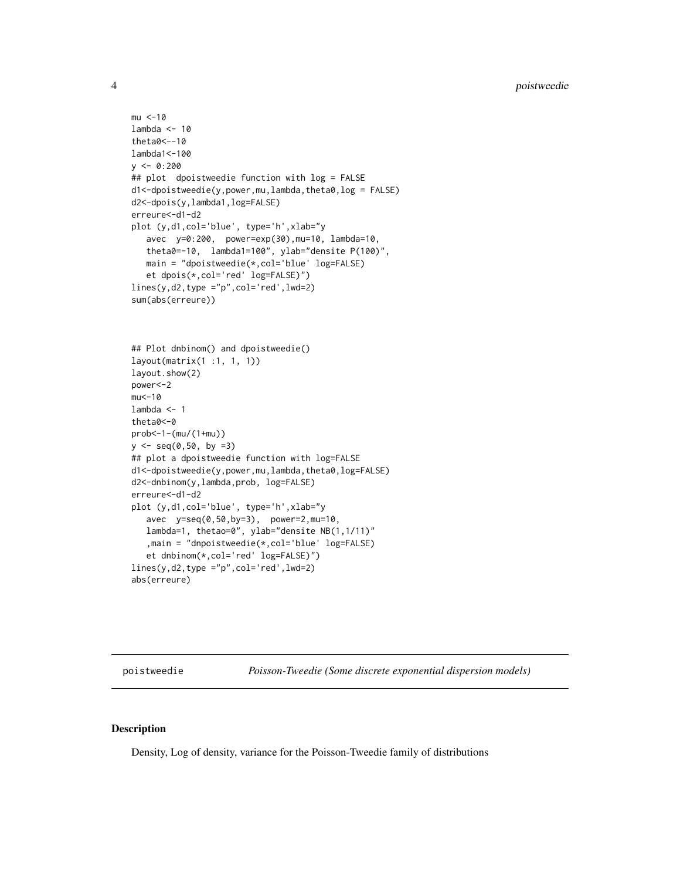```
mu <-10
lambda <- 10
theta0<--10
lambda1<-100
y <- 0:200
## plot  dpoistweedie function with log = FALSE
d1<-dpoistweedie(y,power,mu,lambda,theta0,log = FALSE)
d2<-dpois(y,lambda1,log=FALSE)
erreure<-d1-d2
plot (y,d1,col='blue', type='h',xlab="y
   avec  y=0:200,  power=exp(30),mu=10, lambda=10,
   theta0=-10,  lambda1=100", ylab="densite P(100)",
   main = "dpoistweedie(*,col='blue' log=FALSE)
   et dpois(*,col='red' log=FALSE)")
lines(y,d2,type ="p",col='red',lwd=2)
sum(abs(erreure))


## Plot dnbinom() and dpoistweedie()
layout(matrix(1 :1, 1, 1))
layout.show(2)
power<-2
mu<-10
lambda <- 1
theta0<-0
prob<-1-(mu/(1+mu))
y <- seq(0,50, by =3)
## plot a dpoistweedie function with log=FALSE
d1<-dpoistweedie(y,power,mu,lambda,theta0,log=FALSE)
d2<-dnbinom(y,lambda,prob, log=FALSE)
erreure<-d1-d2
plot (y,d1,col='blue', type='h',xlab="y
   avec  y=seq(0,50,by=3),  power=2,mu=10,
   lambda=1, thetao=0", ylab="densite NB(1,1/11)"
   ,main = "dnpoistweedie(*,col='blue' log=FALSE)
   et dnbinom(*,col='red' log=FALSE)")
lines(y,d2,type ="p",col='red',lwd=2)
abs(erreure)
```

---

poistweedie *Poisson-Tweedie (Some discrete exponential dispersion models)*

---

## Description

Density, Log of density, variance for the Poisson-Tweedie family of distributions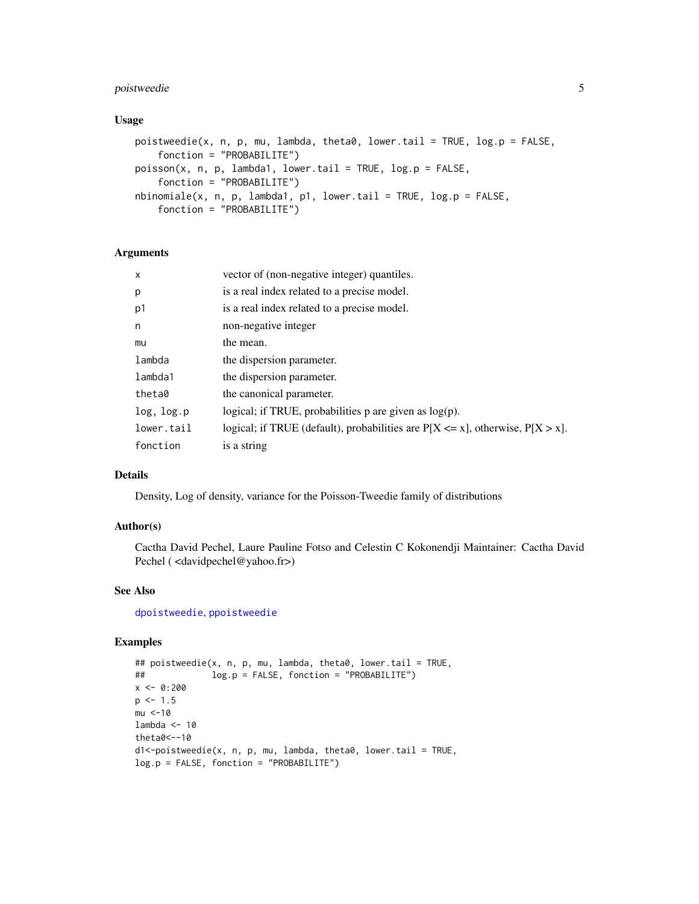## Usage

```
poistweedie(x, n, p, mu, lambda, theta0, lower.tail = TRUE, log.p = FALSE,
    fonction = "PROBABILITE")
poisson(x, n, p, lambda1, lower.tail = TRUE, log.p = FALSE,
    fonction = "PROBABILITE")
nbinomiale(x, n, p, lambda1, p1, lower.tail = TRUE, log.p = FALSE,
    fonction = "PROBABILITE")
```

## Arguments

| | |
|---|---|
| x | vector of (non-negative integer) quantiles. |
| p | is a real index related to a precise model. |
| p1 | is a real index related to a precise model. |
| n | non-negative integer |
| mu | the mean. |
| lambda | the dispersion parameter. |
| lambda1 | the dispersion parameter. |
| theta0 | the canonical parameter. |
| log, log.p | logical; if TRUE, probabilities p are given as log(p). |
| lower.tail | logical; if TRUE (default), probabilities are P[X <= x], otherwise, P[X > x]. |
| fonction | is a string |

## Details

Density, Log of density, variance for the Poisson-Tweedie family of distributions

## Author(s)

Cactha David Pechel, Laure Pauline Fotso and Celestin C Kokonendji Maintainer: Cactha David Pechel ( <davidpechel@yahoo.fr>)

## See Also

dpoistweedie, ppoistweedie

## Examples

```
## poistweedie(x, n, p, mu, lambda, theta0, lower.tail = TRUE,
##            log.p = FALSE, fonction = "PROBABILITE")
x <- 0:200
p <- 1.5
mu <-10
lambda <- 10
theta0<--10
d1<-poistweedie(x, n, p, mu, lambda, theta0, lower.tail = TRUE,
log.p = FALSE, fonction = "PROBABILITE")
```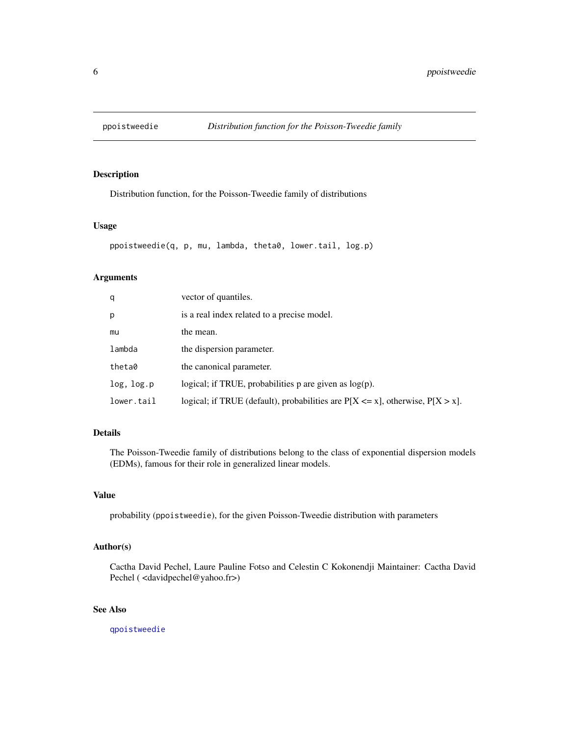## ppoistweedie — *Distribution function for the Poisson-Tweedie family*

### Description

Distribution function, for the Poisson-Tweedie family of distributions

### Usage

```
ppoistweedie(q, p, mu, lambda, theta0, lower.tail, log.p)
```

### Arguments

| | |
|---|---|
| `q` | vector of quantiles. |
| `p` | is a real index related to a precise model. |
| `mu` | the mean. |
| `lambda` | the dispersion parameter. |
| `theta0` | the canonical parameter. |
| `log, log.p` | logical; if TRUE, probabilities p are given as log(p). |
| `lower.tail` | logical; if TRUE (default), probabilities are P[X <= x], otherwise, P[X > x]. |

### Details

The Poisson-Tweedie family of distributions belong to the class of exponential dispersion models (EDMs), famous for their role in generalized linear models.

### Value

probability (`ppoistweedie`), for the given Poisson-Tweedie distribution with parameters

### Author(s)

Cactha David Pechel, Laure Pauline Fotso and Celestin C Kokonendji Maintainer: Cactha David Pechel ( <davidpechel@yahoo.fr>)

### See Also

`qpoistweedie`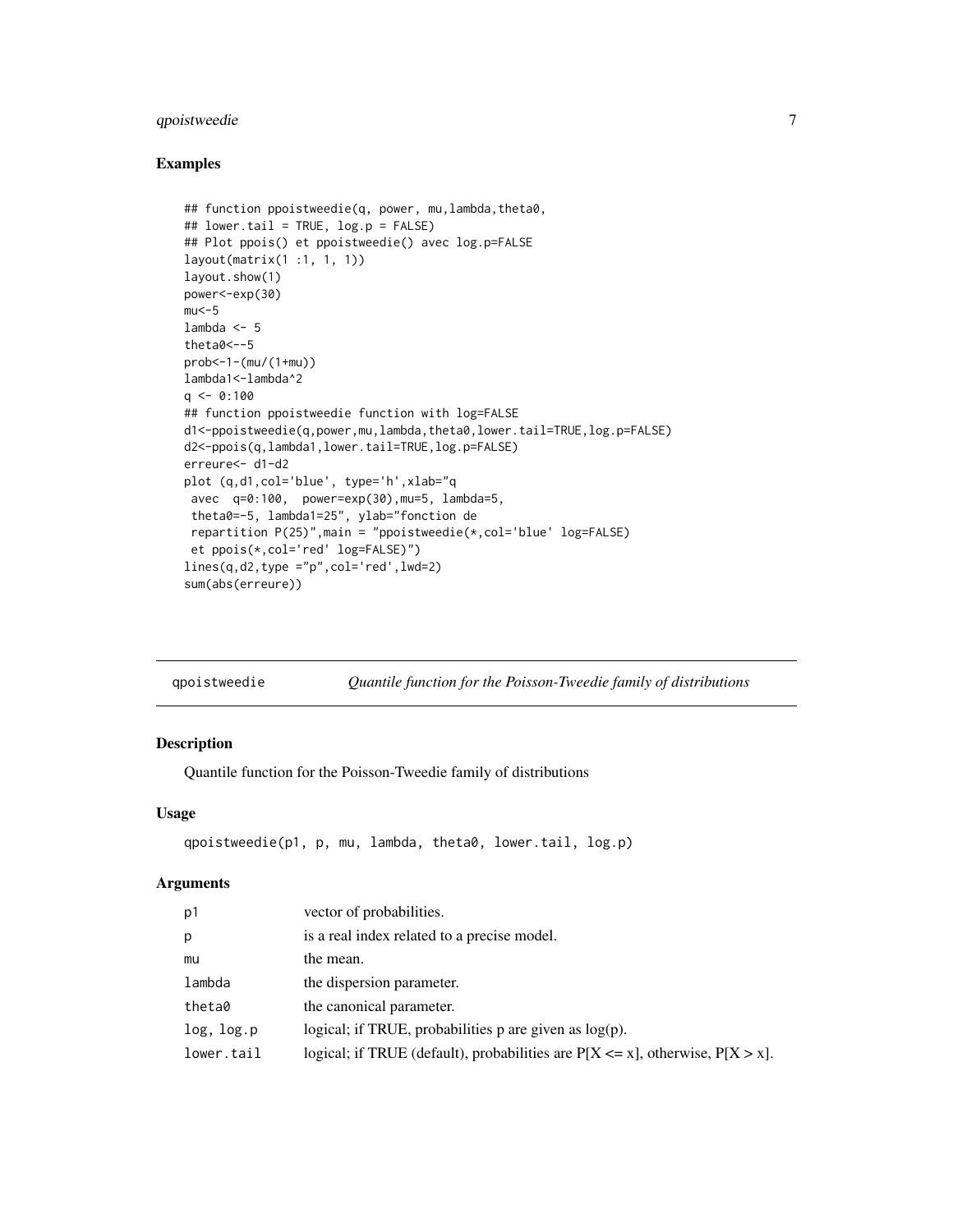### Examples

```
## function ppoistweedie(q, power, mu,lambda,theta0,
## lower.tail = TRUE, log.p = FALSE)
## Plot ppois() et ppoistweedie() avec log.p=FALSE
layout(matrix(1 :1, 1, 1))
layout.show(1)
power<-exp(30)
mu<-5
lambda <- 5
theta0<--5
prob<-1-(mu/(1+mu))
lambda1<-lambda^2
q <- 0:100
## function ppoistweedie function with log=FALSE
d1<-ppoistweedie(q,power,mu,lambda,theta0,lower.tail=TRUE,log.p=FALSE)
d2<-ppois(q,lambda1,lower.tail=TRUE,log.p=FALSE)
erreure<- d1-d2
plot (q,d1,col='blue', type='h',xlab="q
 avec  q=0:100,  power=exp(30),mu=5, lambda=5,
 theta0=-5, lambda1=25", ylab="fonction de
 repartition P(25)",main = "ppoistweedie(*,col='blue' log=FALSE)
 et ppois(*,col='red' log=FALSE)")
lines(q,d2,type ="p",col='red',lwd=2)
sum(abs(erreure))
```

---

## qpoistweedie — *Quantile function for the Poisson-Tweedie family of distributions*

### Description

Quantile function for the Poisson-Tweedie family of distributions

### Usage

```
qpoistweedie(p1, p, mu, lambda, theta0, lower.tail, log.p)
```

### Arguments

| | |
|---|---|
| `p1` | vector of probabilities. |
| `p` | is a real index related to a precise model. |
| `mu` | the mean. |
| `lambda` | the dispersion parameter. |
| `theta0` | the canonical parameter. |
| `log, log.p` | logical; if TRUE, probabilities p are given as log(p). |
| `lower.tail` | logical; if TRUE (default), probabilities are P[X <= x], otherwise, P[X > x]. |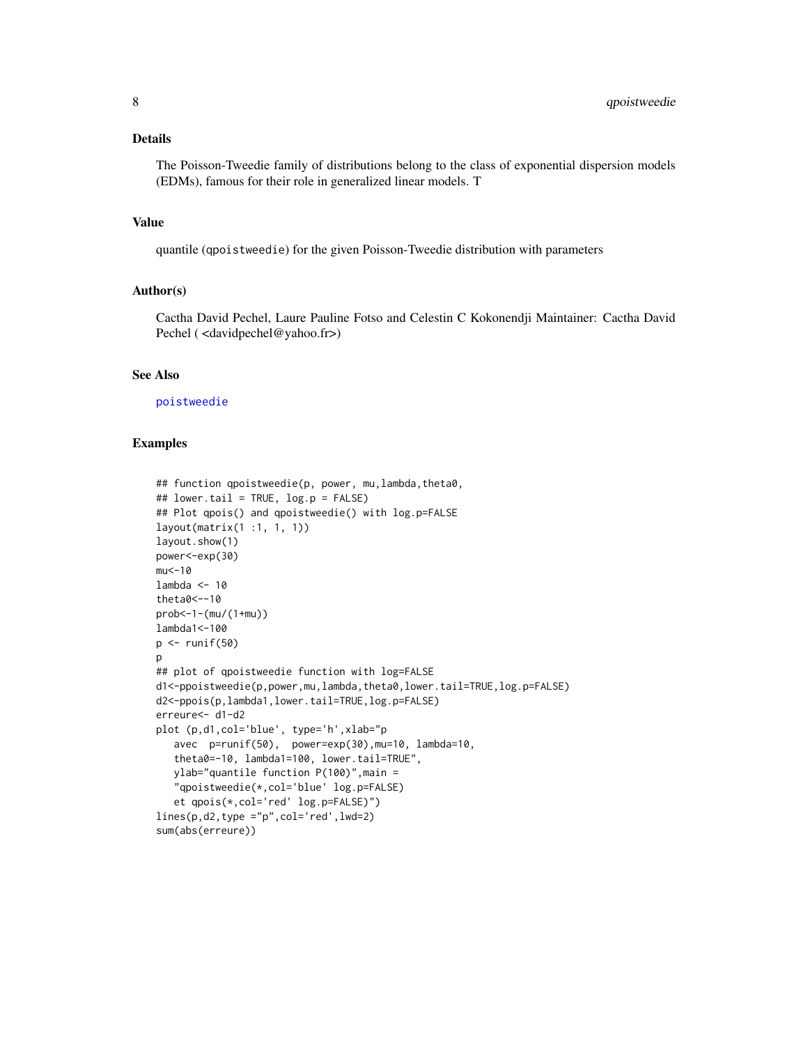## Details

The Poisson-Tweedie family of distributions belong to the class of exponential dispersion models (EDMs), famous for their role in generalized linear models. T

## Value

quantile (qpoistweedie) for the given Poisson-Tweedie distribution with parameters

## Author(s)

Cactha David Pechel, Laure Pauline Fotso and Celestin C Kokonendji Maintainer: Cactha David Pechel ( <davidpechel@yahoo.fr>)

## See Also

poistweedie

## Examples

```
## function qpoistweedie(p, power, mu,lambda,theta0,
## lower.tail = TRUE, log.p = FALSE)
## Plot qpois() and qpoistweedie() with log.p=FALSE
layout(matrix(1 :1, 1, 1))
layout.show(1)
power<-exp(30)
mu<-10
lambda <- 10
theta0<--10
prob<-1-(mu/(1+mu))
lambda1<-100
p <- runif(50)
p
## plot of qpoistweedie function with log=FALSE
d1<-ppoistweedie(p,power,mu,lambda,theta0,lower.tail=TRUE,log.p=FALSE)
d2<-ppois(p,lambda1,lower.tail=TRUE,log.p=FALSE)
erreure<- d1-d2
plot (p,d1,col='blue', type='h',xlab="p
   avec  p=runif(50),  power=exp(30),mu=10, lambda=10,
   theta0=-10, lambda1=100, lower.tail=TRUE",
   ylab="quantile function P(100)",main =
   "qpoistweedie(*,col='blue' log.p=FALSE)
   et qpois(*,col='red' log.p=FALSE)")
lines(p,d2,type ="p",col='red',lwd=2)
sum(abs(erreure))
```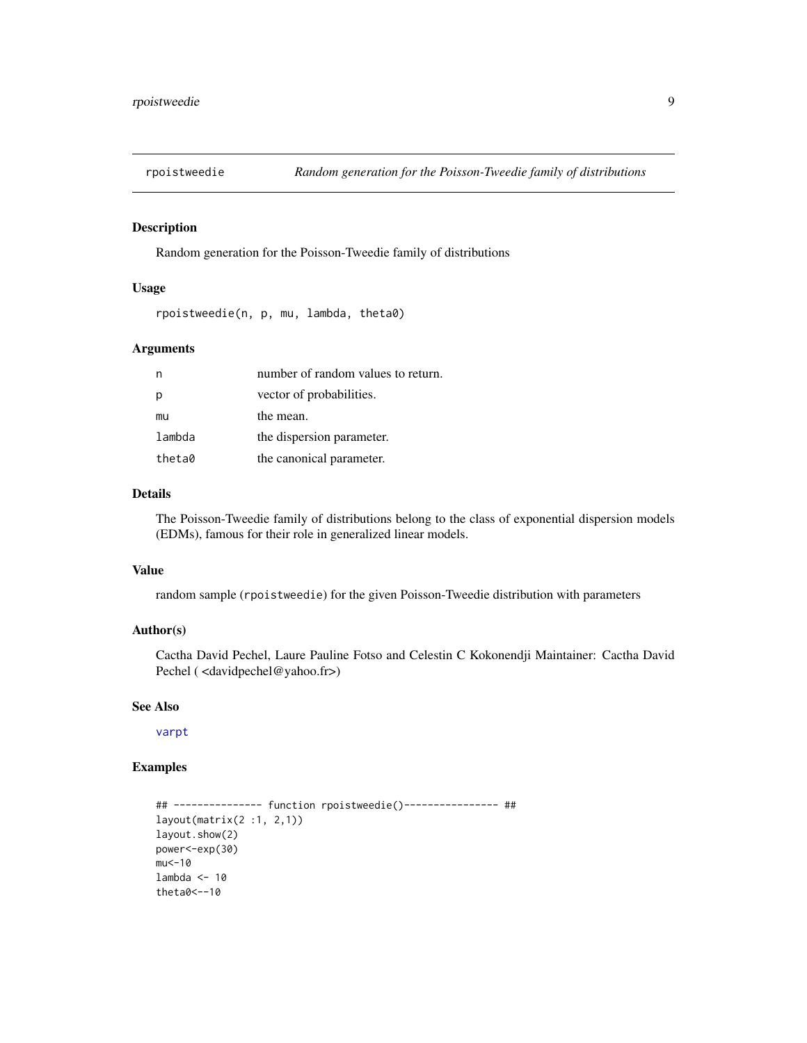rpoistweedie *Random generation for the Poisson-Tweedie family of distributions*

## Description

Random generation for the Poisson-Tweedie family of distributions

## Usage

```
rpoistweedie(n, p, mu, lambda, theta0)
```

## Arguments

| | |
|---|---|
| n | number of random values to return. |
| p | vector of probabilities. |
| mu | the mean. |
| lambda | the dispersion parameter. |
| theta0 | the canonical parameter. |

## Details

The Poisson-Tweedie family of distributions belong to the class of exponential dispersion models (EDMs), famous for their role in generalized linear models.

## Value

random sample (rpoistweedie) for the given Poisson-Tweedie distribution with parameters

## Author(s)

Cactha David Pechel, Laure Pauline Fotso and Celestin C Kokonendji Maintainer: Cactha David Pechel ( <davidpechel@yahoo.fr>)

## See Also

varpt

## Examples

```
## --------------- function rpoistweedie()---------------- ##
layout(matrix(2 :1, 2,1))
layout.show(2)
power<-exp(30)
mu<-10
lambda <- 10
theta0<--10
```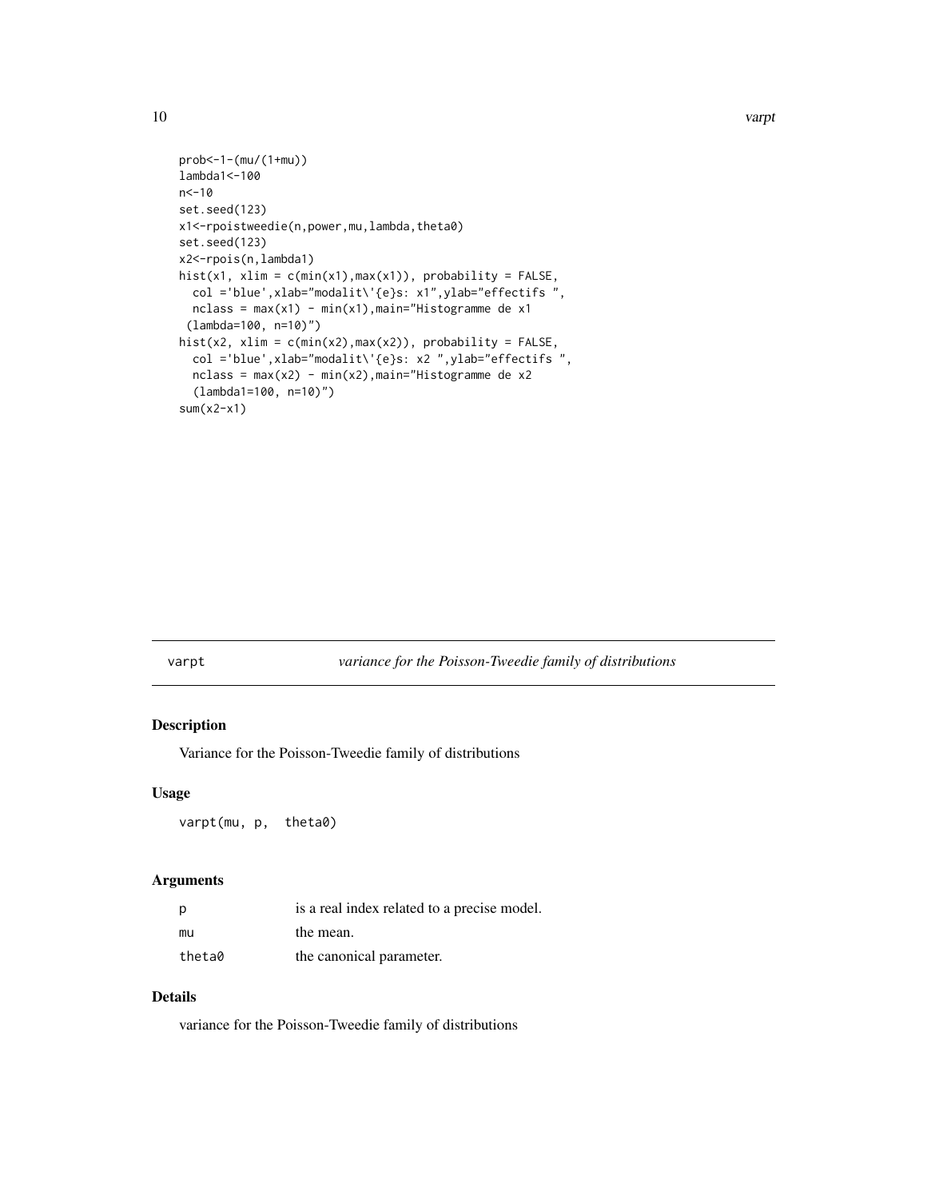```
prob<-1-(mu/(1+mu))
lambda1<-100
n<-10
set.seed(123)
x1<-rpoistweedie(n,power,mu,lambda,theta0)
set.seed(123)
x2<-rpois(n,lambda1)
hist(x1, xlim = c(min(x1),max(x1)), probability = FALSE,
  col ='blue',xlab="modalit\'{e}s: x1",ylab="effectifs ",
  nclass = max(x1) - min(x1),main="Histogramme de x1
 (lambda=100, n=10)")
hist(x2, xlim = c(min(x2),max(x2)), probability = FALSE,
  col ='blue',xlab="modalit\'{e}s: x2 ",ylab="effectifs ",
  nclass = max(x2) - min(x2),main="Histogramme de x2
  (lambda1=100, n=10)")
sum(x2-x1)
```

---

## varpt — *variance for the Poisson-Tweedie family of distributions*

### Description

Variance for the Poisson-Tweedie family of distributions

### Usage

```
varpt(mu, p,  theta0)
```

### Arguments

| | |
|---|---|
| p | is a real index related to a precise model. |
| mu | the mean. |
| theta0 | the canonical parameter. |

### Details

variance for the Poisson-Tweedie family of distributions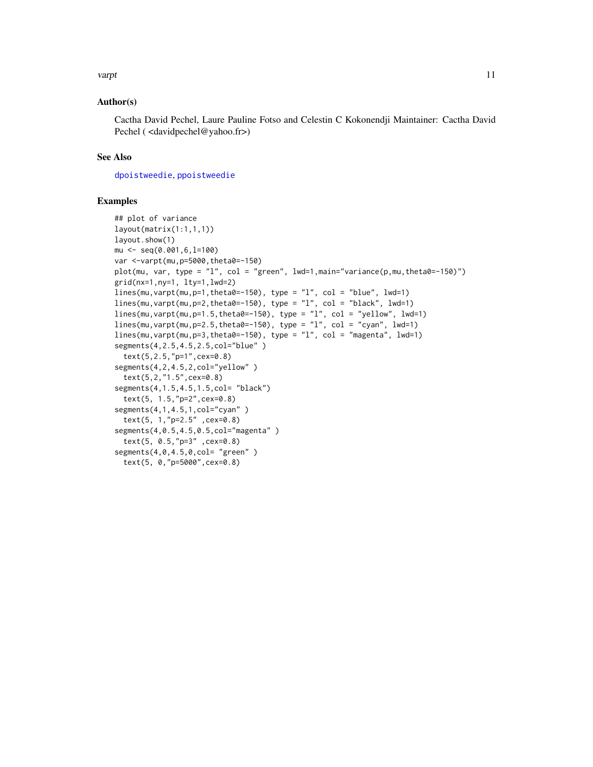### Author(s)

Cactha David Pechel, Laure Pauline Fotso and Celestin C Kokonendji Maintainer: Cactha David Pechel ( <davidpechel@yahoo.fr>)

### See Also

dpoistweedie, ppoistweedie

### Examples

```
## plot of variance
layout(matrix(1:1,1,1))
layout.show(1)
mu <- seq(0.001,6,l=100)
var <-varpt(mu,p=5000,theta0=-150)
plot(mu, var, type = "l", col = "green", lwd=1,main="variance(p,mu,theta0=-150)")
grid(nx=1,ny=1, lty=1,lwd=2)
lines(mu,varpt(mu,p=1,theta0=-150), type = "l", col = "blue", lwd=1)
lines(mu,varpt(mu,p=2,theta0=-150), type = "l", col = "black", lwd=1)
lines(mu,varpt(mu,p=1.5,theta0=-150), type = "l", col = "yellow", lwd=1)
lines(mu,varpt(mu,p=2.5,theta0=-150), type = "l", col = "cyan", lwd=1)
lines(mu,varpt(mu,p=3,theta0=-150), type = "l", col = "magenta", lwd=1)
segments(4,2.5,4.5,2.5,col="blue" )
  text(5,2.5,"p=1",cex=0.8)
segments(4,2,4.5,2,col="yellow" )
  text(5,2,"1.5",cex=0.8)
segments(4,1.5,4.5,1.5,col= "black")
  text(5, 1.5,"p=2",cex=0.8)
segments(4,1,4.5,1,col="cyan" )
  text(5, 1,"p=2.5" ,cex=0.8)
segments(4,0.5,4.5,0.5,col="magenta" )
  text(5, 0.5,"p=3" ,cex=0.8)
segments(4,0,4.5,0,col= "green" )
  text(5, 0,"p=5000",cex=0.8)
```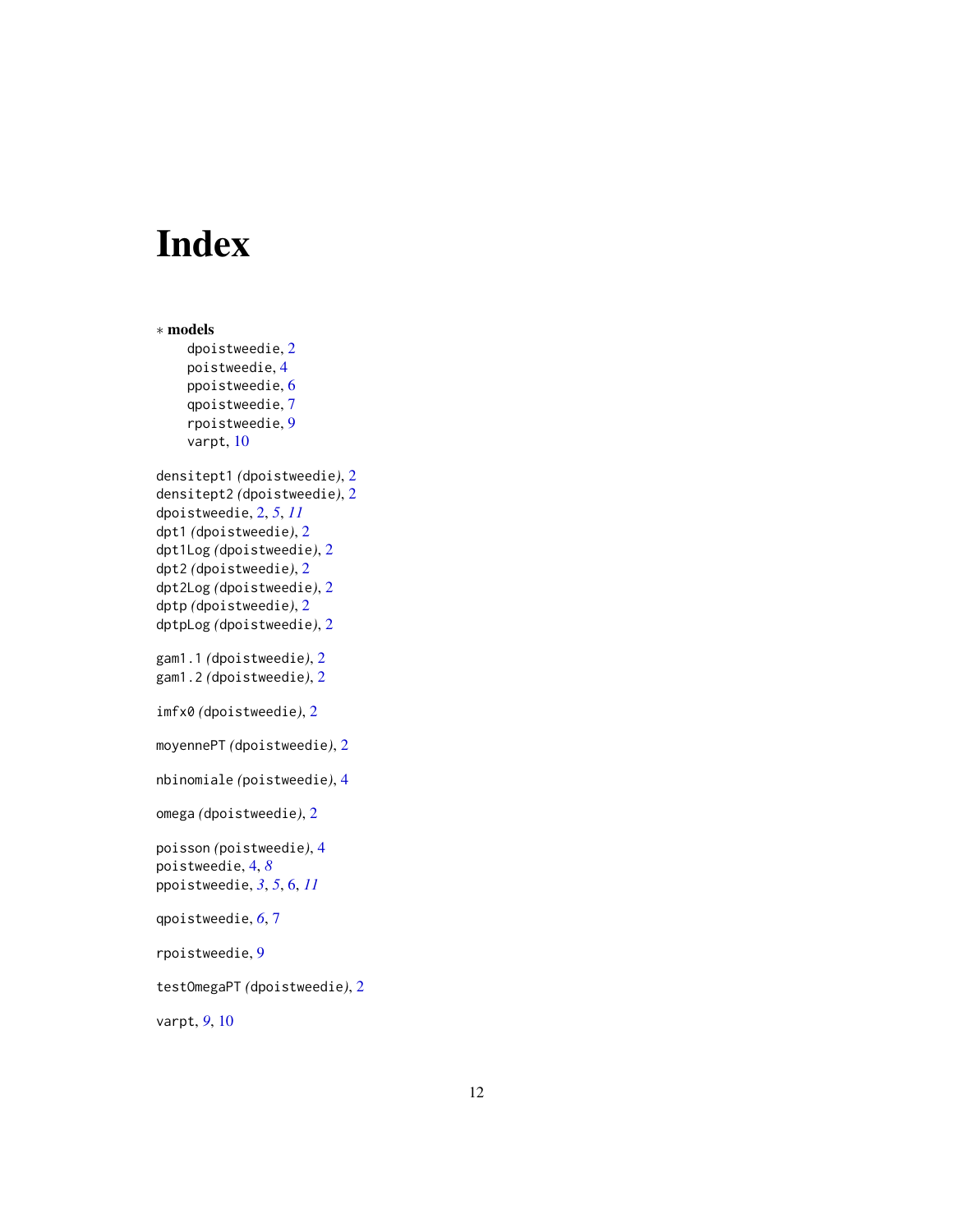# Index

∗ **models**

- dpoistweedie, 2
- poistweedie, 4
- ppoistweedie, 6
- qpoistweedie, 7
- rpoistweedie, 9
- varpt, 10

densitept1 *(*dpoistweedie*)*, 2
densitept2 *(*dpoistweedie*)*, 2
dpoistweedie, 2, *5*, *11*
dpt1 *(*dpoistweedie*)*, 2
dpt1Log *(*dpoistweedie*)*, 2
dpt2 *(*dpoistweedie*)*, 2
dpt2Log *(*dpoistweedie*)*, 2
dptp *(*dpoistweedie*)*, 2
dptpLog *(*dpoistweedie*)*, 2

gam1.1 *(*dpoistweedie*)*, 2
gam1.2 *(*dpoistweedie*)*, 2

imfx0 *(*dpoistweedie*)*, 2

moyennePT *(*dpoistweedie*)*, 2

nbinomiale *(*poistweedie*)*, 4

omega *(*dpoistweedie*)*, 2

poisson *(*poistweedie*)*, 4
poistweedie, 4, *8*
ppoistweedie, *3*, *5*, 6, *11*

qpoistweedie, *6*, 7

rpoistweedie, 9

testOmegaPT *(*dpoistweedie*)*, 2

varpt, *9*, 10